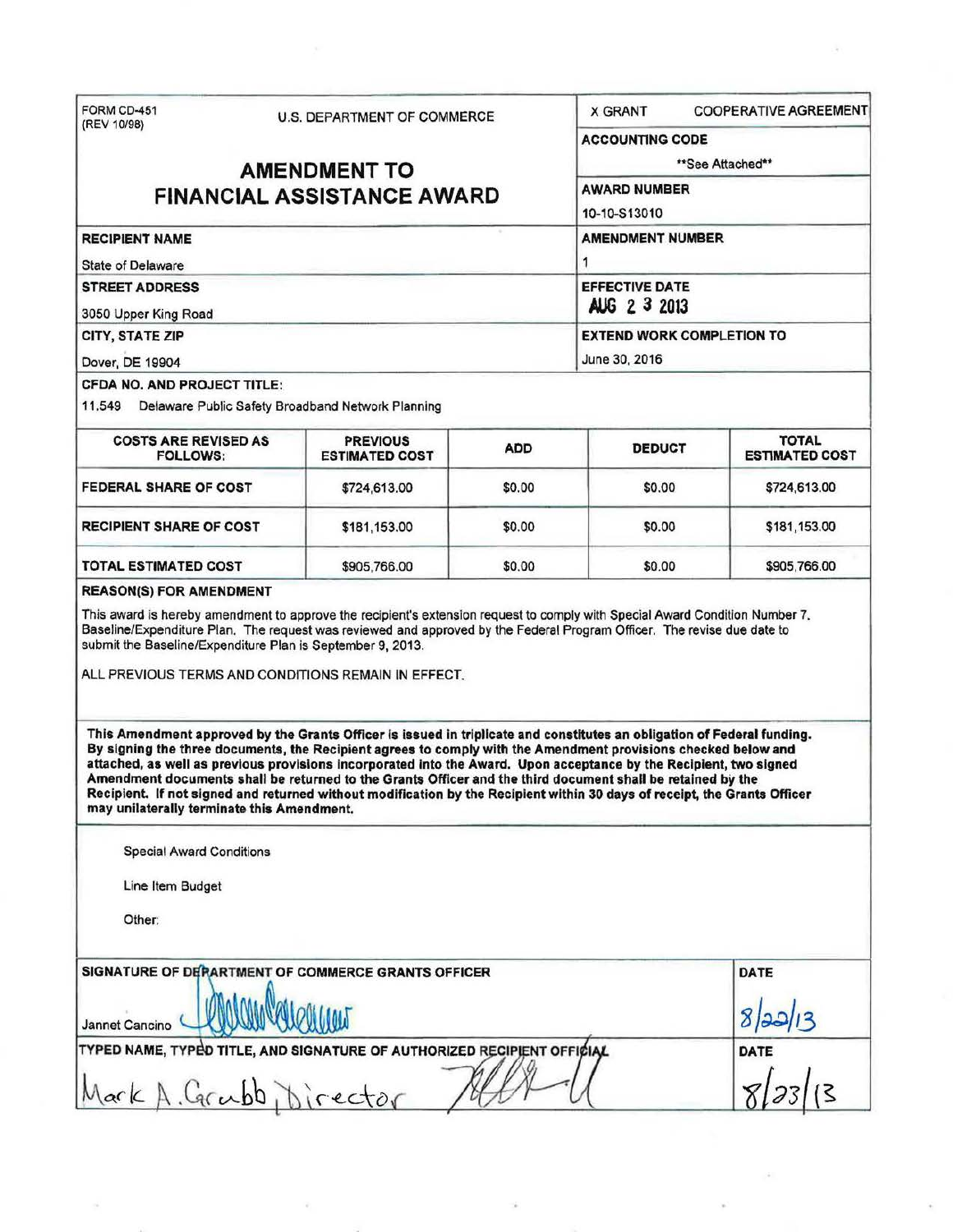FORM CD-451
(REV 10/98)

U.S. DEPARTMENT OF COMMERCE

# AMENDMENT TO FINANCIAL ASSISTANCE AWARD

X GRANT   COOPERATIVE AGREEMENT

**ACCOUNTING CODE**
**See Attached**

**AWARD NUMBER**
10-10-S13010

**RECIPIENT NAME**
State of Delaware

**AMENDMENT NUMBER**
1

**STREET ADDRESS**
3050 Upper King Road

**EFFECTIVE DATE**
AUG 2 3 2013

**CITY, STATE ZIP**
Dover, DE 19904

**EXTEND WORK COMPLETION TO**
June 30, 2016

**CFDA NO. AND PROJECT TITLE:**
11.549 Delaware Public Safety Broadband Network Planning

| COSTS ARE REVISED AS FOLLOWS: | PREVIOUS ESTIMATED COST | ADD | DEDUCT | TOTAL ESTIMATED COST |
|---|---|---|---|---|
| FEDERAL SHARE OF COST | $724,613.00 | $0.00 | $0.00 | $724,613.00 |
| RECIPIENT SHARE OF COST | $181,153.00 | $0.00 | $0.00 | $181,153.00 |
| TOTAL ESTIMATED COST | $905,766.00 | $0.00 | $0.00 | $905,766.00 |

**REASON(S) FOR AMENDMENT**

This award is hereby amendment to approve the recipient's extension request to comply with Special Award Condition Number 7. Baseline/Expenditure Plan. The request was reviewed and approved by the Federal Program Officer. The revise due date to submit the Baseline/Expenditure Plan is September 9, 2013.

ALL PREVIOUS TERMS AND CONDITIONS REMAIN IN EFFECT.

**This Amendment approved by the Grants Officer is issued in triplicate and constitutes an obligation of Federal funding. By signing the three documents, the Recipient agrees to comply with the Amendment provisions checked below and attached, as well as previous provisions incorporated into the Award. Upon acceptance by the Recipient, two signed Amendment documents shall be returned to the Grants Officer and the third document shall be retained by the Recipient. If not signed and returned without modification by the Recipient within 30 days of receipt, the Grants Officer may unilaterally terminate this Amendment.**

Special Award Conditions

Line Item Budget

Other:

**SIGNATURE OF DEPARTMENT OF COMMERCE GRANTS OFFICER**
Jannet Cancino

**DATE**
8/22/13

**TYPED NAME, TYPED TITLE, AND SIGNATURE OF AUTHORIZED RECIPIENT OFFICIAL**
Mark A. Grubb, Director

**DATE**
8/23/13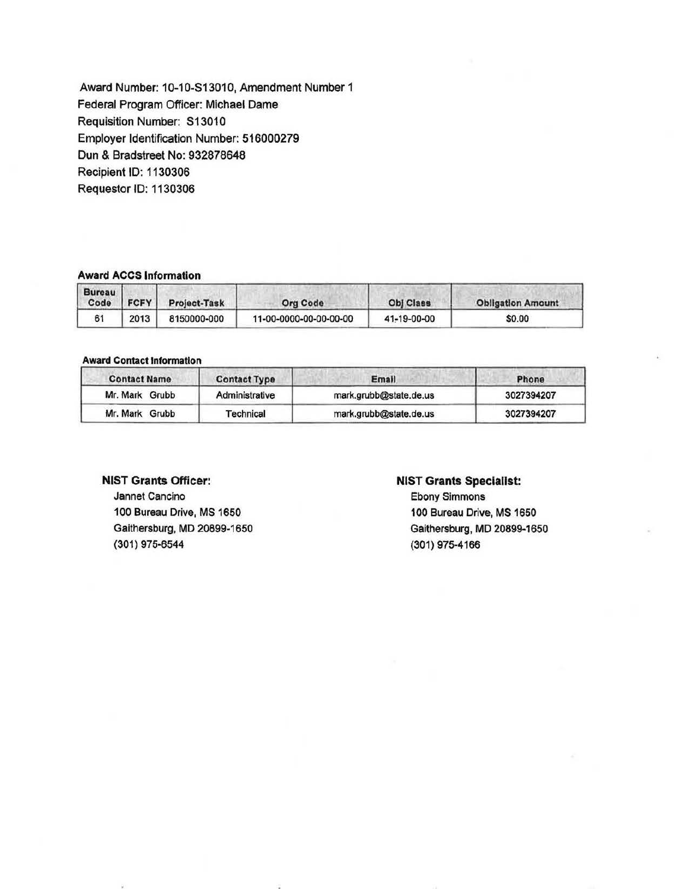Award Number: 10-10-S13010, Amendment Number 1
Federal Program Officer: Michael Dame
Requisition Number: S13010
Employer Identification Number: 516000279
Dun & Bradstreet No: 932878648
Recipient ID: 1130306
Requestor ID: 1130306

**Award ACCS Information**

| Bureau Code | FCFY | Project-Task | Org Code | Obj Class | Obligation Amount |
|---|---|---|---|---|---|
| 61 | 2013 | 8150000-000 | 11-00-0000-00-00-00-00 | 41-19-00-00 | $0.00 |

**Award Contact Information**

| Contact Name | Contact Type | Email | Phone |
|---|---|---|---|
| Mr. Mark Grubb | Administrative | mark.grubb@state.de.us | 3027394207 |
| Mr. Mark Grubb | Technical | mark.grubb@state.de.us | 3027394207 |

**NIST Grants Officer:**
Jannet Cancino
100 Bureau Drive, MS 1650
Gaithersburg, MD 20899-1650
(301) 975-6544

**NIST Grants Specialist:**
Ebony Simmons
100 Bureau Drive, MS 1650
Gaithersburg, MD 20899-1650
(301) 975-4166